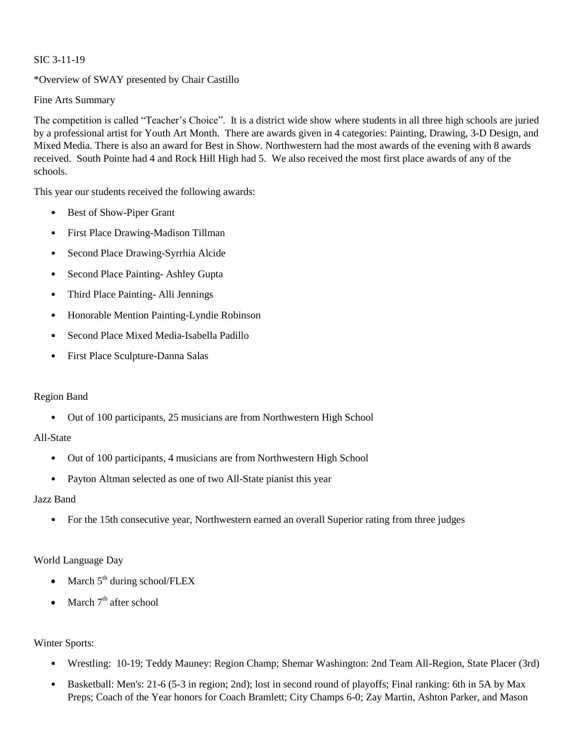SIC 3-11-19

*Overview of SWAY presented by Chair Castillo

Fine Arts Summary

The competition is called "Teacher's Choice". It is a district wide show where students in all three high schools are juried by a professional artist for Youth Art Month. There are awards given in 4 categories: Painting, Drawing, 3-D Design, and Mixed Media. There is also an award for Best in Show. Northwestern had the most awards of the evening with 8 awards received. South Pointe had 4 and Rock Hill High had 5. We also received the most first place awards of any of the schools.

This year our students received the following awards:

- Best of Show-Piper Grant
- First Place Drawing-Madison Tillman
- Second Place Drawing-Syrrhia Alcide
- Second Place Painting- Ashley Gupta
- Third Place Painting- Alli Jennings
- Honorable Mention Painting-Lyndie Robinson
- Second Place Mixed Media-Isabella Padillo
- First Place Sculpture-Danna Salas

Region Band

- Out of 100 participants, 25 musicians are from Northwestern High School

All-State

- Out of 100 participants, 4 musicians are from Northwestern High School
- Payton Altman selected as one of two All-State pianist this year

Jazz Band

- For the 15th consecutive year, Northwestern earned an overall Superior rating from three judges

World Language Day

- March 5th during school/FLEX
- March 7th after school

Winter Sports:

- Wrestling: 10-19; Teddy Mauney: Region Champ; Shemar Washington: 2nd Team All-Region, State Placer (3rd)
- Basketball: Men's: 21-6 (5-3 in region; 2nd); lost in second round of playoffs; Final ranking: 6th in 5A by Max Preps; Coach of the Year honors for Coach Bramlett; City Champs 6-0; Zay Martin, Ashton Parker, and Mason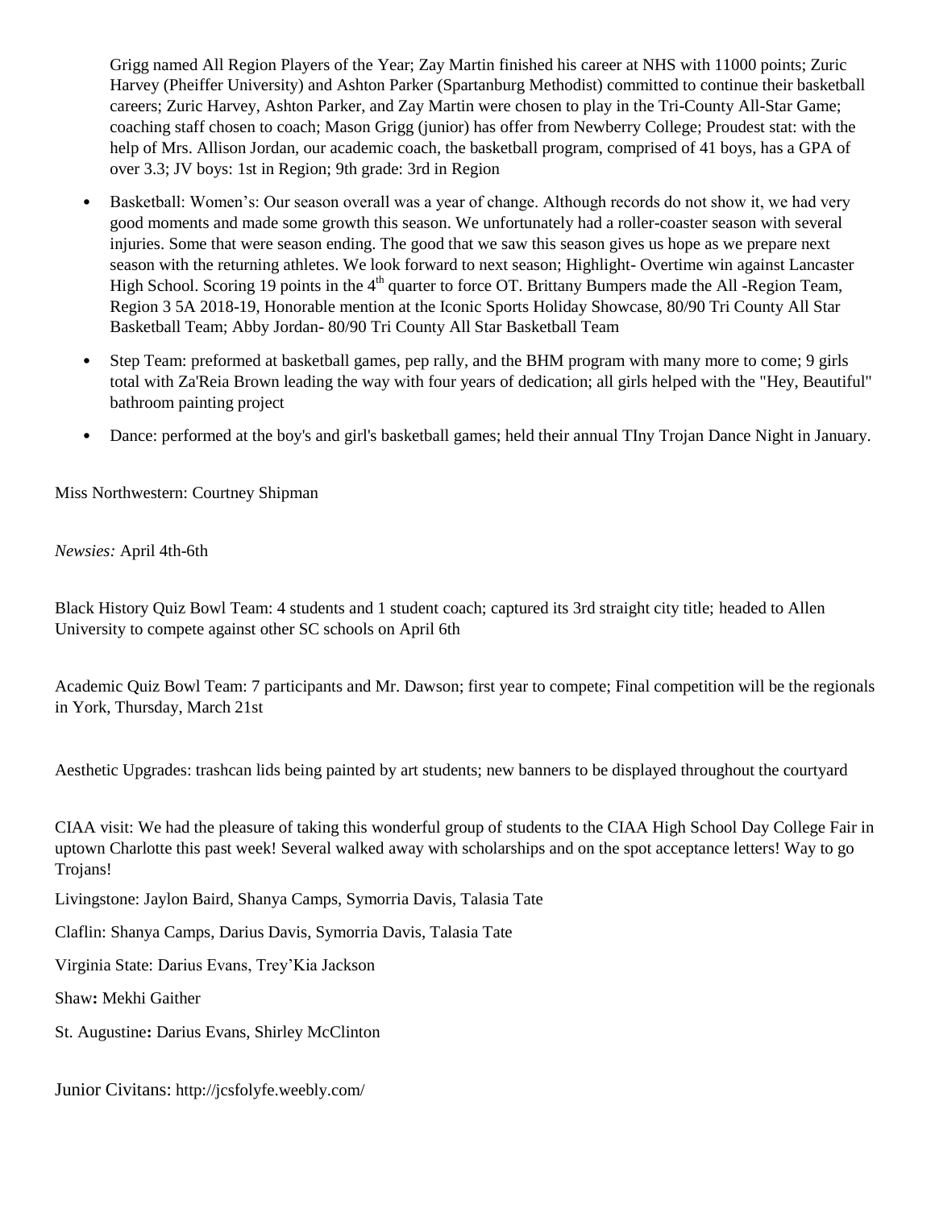Grigg named All Region Players of the Year; Zay Martin finished his career at NHS with 11000 points; Zuric Harvey (Pheiffer University) and Ashton Parker (Spartanburg Methodist) committed to continue their basketball careers; Zuric Harvey, Ashton Parker, and Zay Martin were chosen to play in the Tri-County All-Star Game; coaching staff chosen to coach; Mason Grigg (junior) has offer from Newberry College; Proudest stat: with the help of Mrs. Allison Jordan, our academic coach, the basketball program, comprised of 41 boys, has a GPA of over 3.3; JV boys: 1st in Region; 9th grade: 3rd in Region

- Basketball: Women's: Our season overall was a year of change. Although records do not show it, we had very good moments and made some growth this season. We unfortunately had a roller-coaster season with several injuries. Some that were season ending. The good that we saw this season gives us hope as we prepare next season with the returning athletes. We look forward to next season; Highlight- Overtime win against Lancaster High School. Scoring 19 points in the 4th quarter to force OT. Brittany Bumpers made the All -Region Team, Region 3 5A 2018-19, Honorable mention at the Iconic Sports Holiday Showcase, 80/90 Tri County All Star Basketball Team; Abby Jordan- 80/90 Tri County All Star Basketball Team
- Step Team: preformed at basketball games, pep rally, and the BHM program with many more to come; 9 girls total with Za'Reia Brown leading the way with four years of dedication; all girls helped with the "Hey, Beautiful" bathroom painting project
- Dance: performed at the boy's and girl's basketball games; held their annual TIny Trojan Dance Night in January.

Miss Northwestern: Courtney Shipman

*Newsies:* April 4th-6th

Black History Quiz Bowl Team: 4 students and 1 student coach; captured its 3rd straight city title; headed to Allen University to compete against other SC schools on April 6th

Academic Quiz Bowl Team: 7 participants and Mr. Dawson; first year to compete; Final competition will be the regionals in York, Thursday, March 21st

Aesthetic Upgrades: trashcan lids being painted by art students; new banners to be displayed throughout the courtyard

CIAA visit: We had the pleasure of taking this wonderful group of students to the CIAA High School Day College Fair in uptown Charlotte this past week! Several walked away with scholarships and on the spot acceptance letters! Way to go Trojans!

Livingstone: Jaylon Baird, Shanya Camps, Symorria Davis, Talasia Tate

Claflin: Shanya Camps, Darius Davis, Symorria Davis, Talasia Tate

Virginia State: Darius Evans, Trey'Kia Jackson

Shaw**:** Mekhi Gaither

St. Augustine**:** Darius Evans, Shirley McClinton

Junior Civitans: http://jcsfolyfe.weebly.com/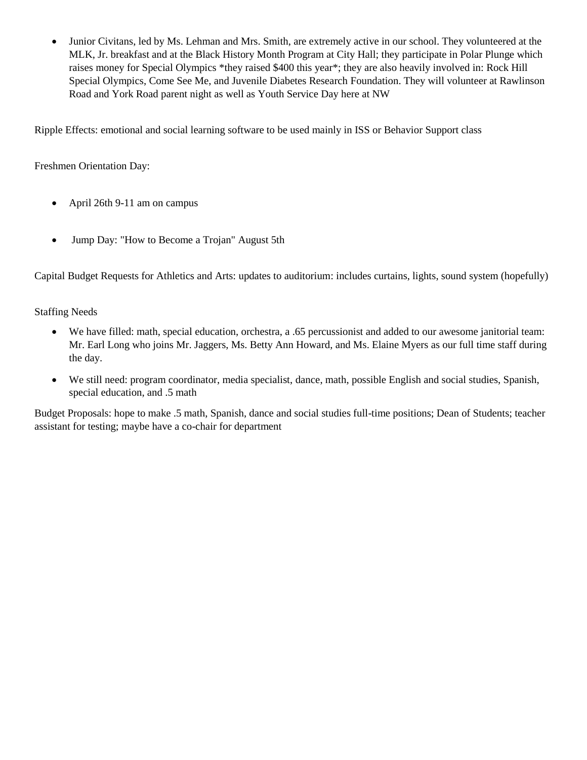- Junior Civitans, led by Ms. Lehman and Mrs. Smith, are extremely active in our school. They volunteered at the MLK, Jr. breakfast and at the Black History Month Program at City Hall; they participate in Polar Plunge which raises money for Special Olympics *they raised $400 this year*; they are also heavily involved in: Rock Hill Special Olympics, Come See Me, and Juvenile Diabetes Research Foundation. They will volunteer at Rawlinson Road and York Road parent night as well as Youth Service Day here at NW

Ripple Effects: emotional and social learning software to be used mainly in ISS or Behavior Support class

Freshmen Orientation Day:

- April 26th 9-11 am on campus
- Jump Day: "How to Become a Trojan" August 5th

Capital Budget Requests for Athletics and Arts: updates to auditorium: includes curtains, lights, sound system (hopefully)

Staffing Needs

- We have filled: math, special education, orchestra, a .65 percussionist and added to our awesome janitorial team: Mr. Earl Long who joins Mr. Jaggers, Ms. Betty Ann Howard, and Ms. Elaine Myers as our full time staff during the day.
- We still need: program coordinator, media specialist, dance, math, possible English and social studies, Spanish, special education, and .5 math

Budget Proposals: hope to make .5 math, Spanish, dance and social studies full-time positions; Dean of Students; teacher assistant for testing; maybe have a co-chair for department